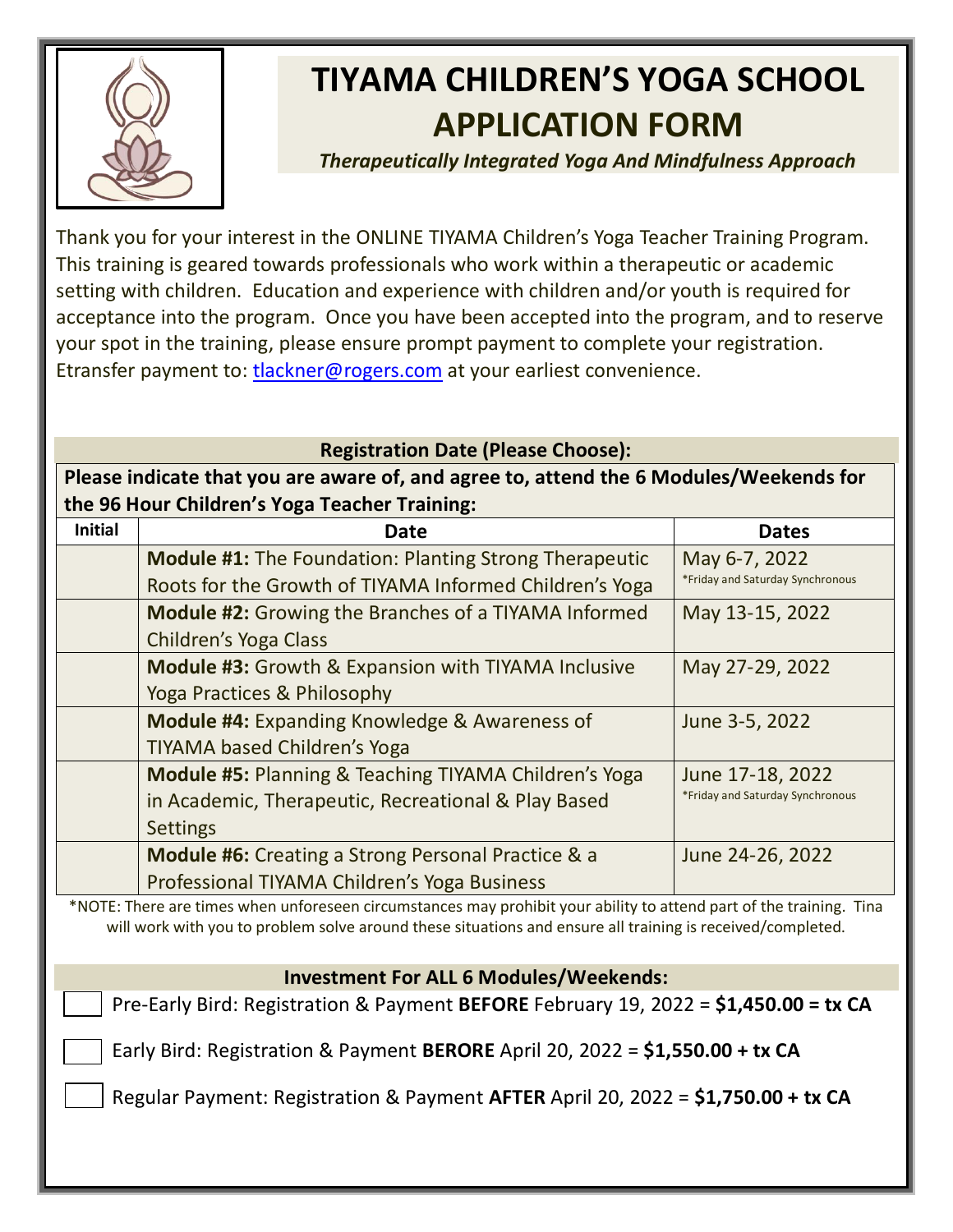# TIYAMA CHILDREN'S YOGA SCHOOL APPLICATION FORM

***Therapeutically Integrated Yoga And Mindfulness Approach***

Thank you for your interest in the ONLINE TIYAMA Children's Yoga Teacher Training Program. This training is geared towards professionals who work within a therapeutic or academic setting with children. Education and experience with children and/or youth is required for acceptance into the program. Once you have been accepted into the program, and to reserve your spot in the training, please ensure prompt payment to complete your registration. Etransfer payment to: tlackner@rogers.com at your earliest convenience.

**Registration Date (Please Choose):**

**Please indicate that you are aware of, and agree to, attend the 6 Modules/Weekends for the 96 Hour Children's Yoga Teacher Training:**

| Initial | Date | Dates |
|---|---|---|
| | **Module #1:** The Foundation: Planting Strong Therapeutic Roots for the Growth of TIYAMA Informed Children's Yoga | May 6-7, 2022 *Friday and Saturday Synchronous |
| | **Module #2:** Growing the Branches of a TIYAMA Informed Children's Yoga Class | May 13-15, 2022 |
| | **Module #3:** Growth & Expansion with TIYAMA Inclusive Yoga Practices & Philosophy | May 27-29, 2022 |
| | **Module #4:** Expanding Knowledge & Awareness of TIYAMA based Children's Yoga | June 3-5, 2022 |
| | **Module #5:** Planning & Teaching TIYAMA Children's Yoga in Academic, Therapeutic, Recreational & Play Based Settings | June 17-18, 2022 *Friday and Saturday Synchronous |
| | **Module #6:** Creating a Strong Personal Practice & a Professional TIYAMA Children's Yoga Business | June 24-26, 2022 |

*NOTE: There are times when unforeseen circumstances may prohibit your ability to attend part of the training. Tina will work with you to problem solve around these situations and ensure all training is received/completed.

**Investment For ALL 6 Modules/Weekends:**

- [ ] Pre-Early Bird: Registration & Payment **BEFORE** February 19, 2022 = **$1,450.00 = tx CA**
- [ ] Early Bird: Registration & Payment **BERORE** April 20, 2022 = **$1,550.00 + tx CA**
- [ ] Regular Payment: Registration & Payment **AFTER** April 20, 2022 = **$1,750.00 + tx CA**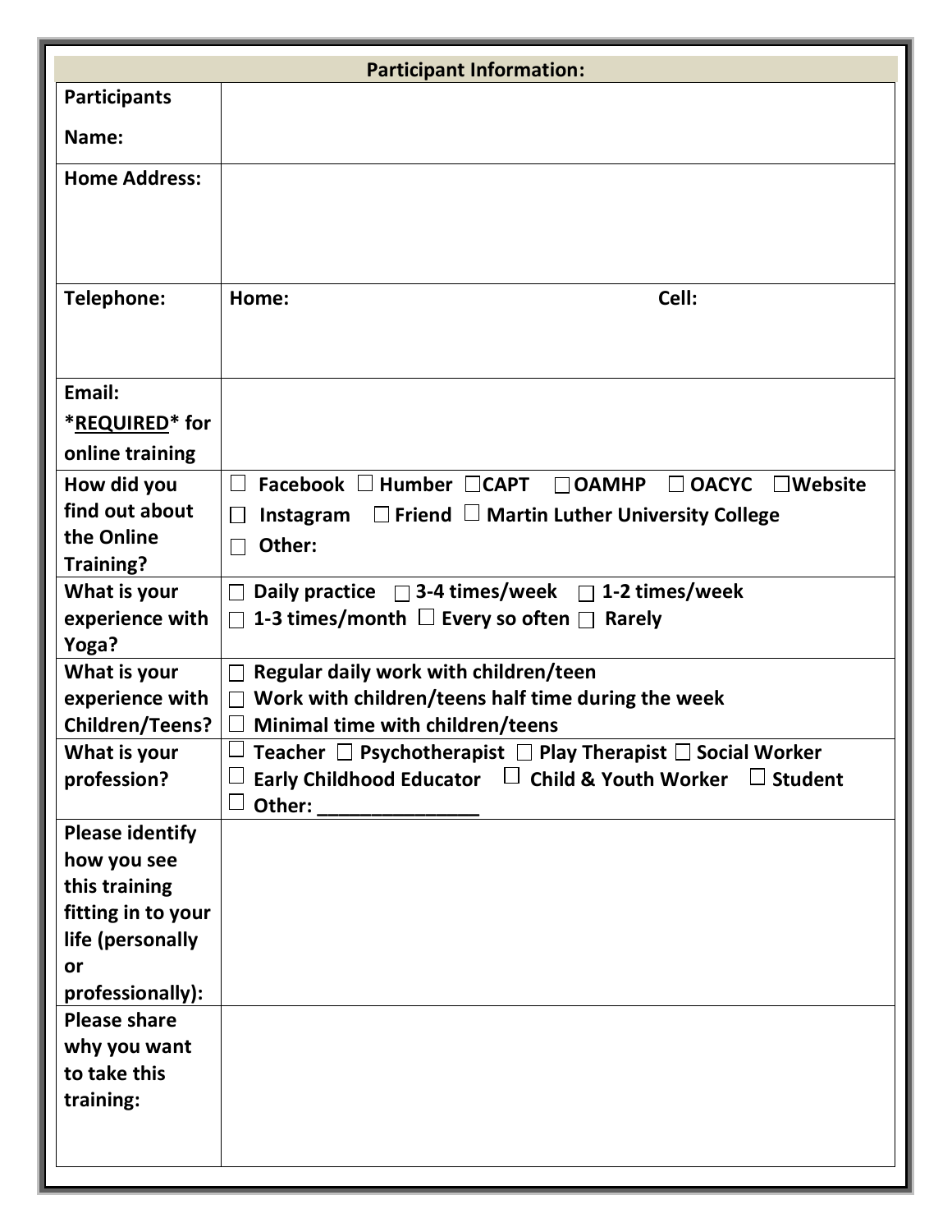| Participant Information: | |
|---|---|
| **Participants Name:** | |
| **Home Address:** | |
| **Telephone:** | **Home:** **Cell:** |
| **Email: *REQUIRED* for online training** | |
| **How did you find out about the Online Training?** | ☐ Facebook ☐ Humber ☐ CAPT ☐ OAMHP ☐ OACYC ☐ Website ☐ Instagram ☐ Friend ☐ Martin Luther University College ☐ Other: |
| **What is your experience with Yoga?** | ☐ Daily practice ☐ 3-4 times/week ☐ 1-2 times/week ☐ 1-3 times/month ☐ Every so often ☐ Rarely |
| **What is your experience with Children/Teens?** | ☐ Regular daily work with children/teen ☐ Work with children/teens half time during the week ☐ Minimal time with children/teens |
| **What is your profession?** | ☐ Teacher ☐ Psychotherapist ☐ Play Therapist ☐ Social Worker ☐ Early Childhood Educator ☐ Child & Youth Worker ☐ Student ☐ Other: _______________ |
| **Please identify how you see this training fitting in to your life (personally or professionally):** | |
| **Please share why you want to take this training:** | |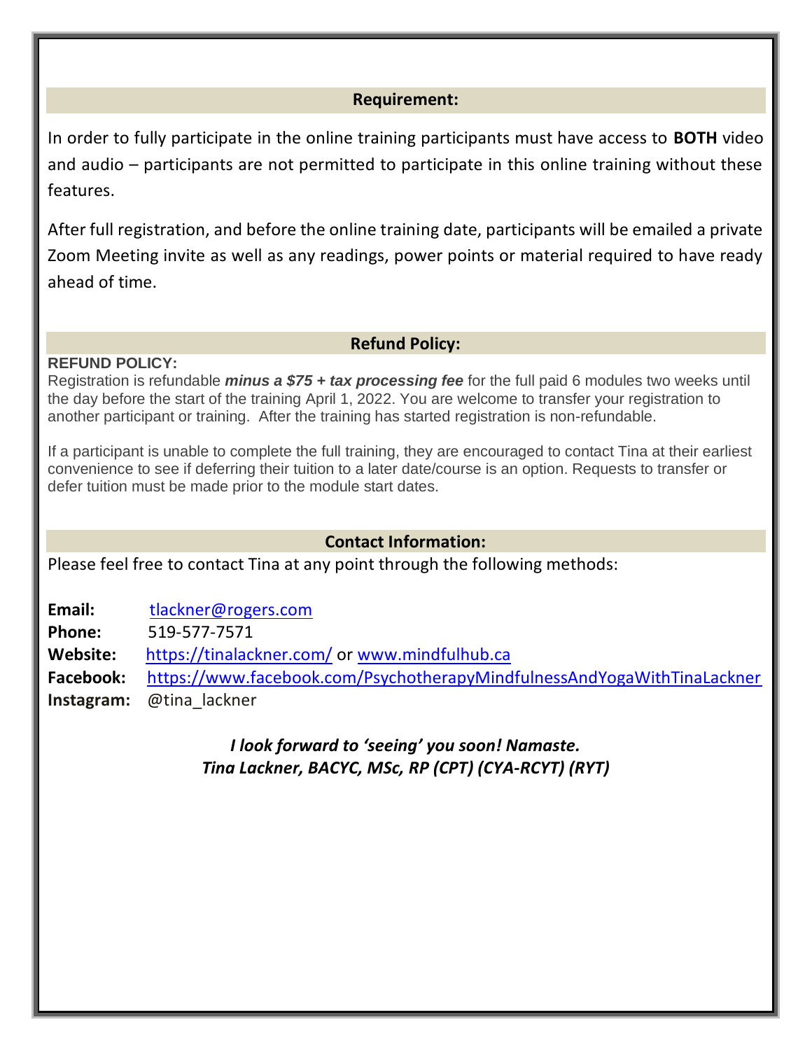## Requirement:

In order to fully participate in the online training participants must have access to **BOTH** video and audio – participants are not permitted to participate in this online training without these features.

After full registration, and before the online training date, participants will be emailed a private Zoom Meeting invite as well as any readings, power points or material required to have ready ahead of time.

## Refund Policy:

**REFUND POLICY:**
Registration is refundable ***minus a $75 + tax processing fee*** for the full paid 6 modules two weeks until the day before the start of the training April 1, 2022. You are welcome to transfer your registration to another participant or training. After the training has started registration is non-refundable.

If a participant is unable to complete the full training, they are encouraged to contact Tina at their earliest convenience to see if deferring their tuition to a later date/course is an option. Requests to transfer or defer tuition must be made prior to the module start dates.

## Contact Information:

Please feel free to contact Tina at any point through the following methods:

**Email:** tlackner@rogers.com
**Phone:** 519-577-7571
**Website:** https://tinalackner.com/ or www.mindfulhub.ca
**Facebook:** https://www.facebook.com/PsychotherapyMindfulnessAndYogaWithTinaLackner
**Instagram:** @tina_lackner

***I look forward to 'seeing' you soon! Namaste.***
***Tina Lackner, BACYC, MSc, RP (CPT) (CYA-RCYT) (RYT)***